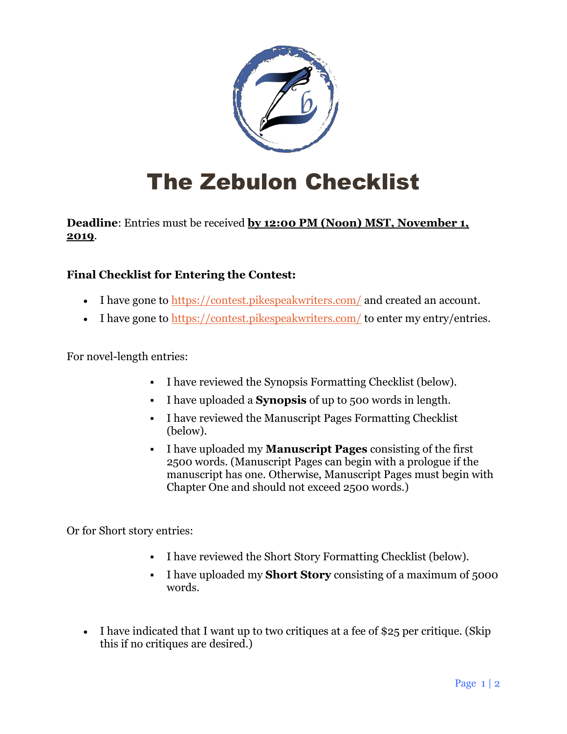# The Zebulon Checklist

**Deadline**: Entries must be received **by 12:00 PM (Noon) MST, November 1, 2019**.

**Final Checklist for Entering the Contest:**

- I have gone to https://contest.pikespeakwriters.com/ and created an account.
- I have gone to https://contest.pikespeakwriters.com/ to enter my entry/entries.

For novel-length entries:

- I have reviewed the Synopsis Formatting Checklist (below).
- I have uploaded a **Synopsis** of up to 500 words in length.
- I have reviewed the Manuscript Pages Formatting Checklist (below).
- I have uploaded my **Manuscript Pages** consisting of the first 2500 words. (Manuscript Pages can begin with a prologue if the manuscript has one. Otherwise, Manuscript Pages must begin with Chapter One and should not exceed 2500 words.)

Or for Short story entries:

- I have reviewed the Short Story Formatting Checklist (below).
- I have uploaded my **Short Story** consisting of a maximum of 5000 words.

- I have indicated that I want up to two critiques at a fee of $25 per critique. (Skip this if no critiques are desired.)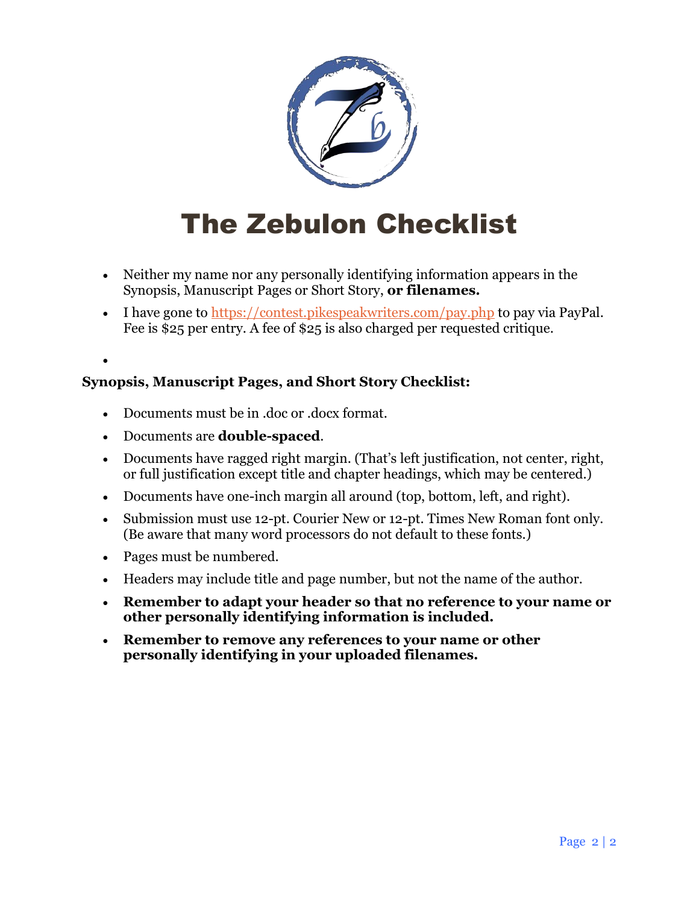# The Zebulon Checklist

- Neither my name nor any personally identifying information appears in the Synopsis, Manuscript Pages or Short Story, **or filenames.**
- I have gone to https://contest.pikespeakwriters.com/pay.php to pay via PayPal. Fee is $25 per entry. A fee of $25 is also charged per requested critique.
-

**Synopsis, Manuscript Pages, and Short Story Checklist:**

- Documents must be in .doc or .docx format.
- Documents are **double-spaced**.
- Documents have ragged right margin. (That's left justification, not center, right, or full justification except title and chapter headings, which may be centered.)
- Documents have one-inch margin all around (top, bottom, left, and right).
- Submission must use 12-pt. Courier New or 12-pt. Times New Roman font only. (Be aware that many word processors do not default to these fonts.)
- Pages must be numbered.
- Headers may include title and page number, but not the name of the author.
- **Remember to adapt your header so that no reference to your name or other personally identifying information is included.**
- **Remember to remove any references to your name or other personally identifying in your uploaded filenames.**